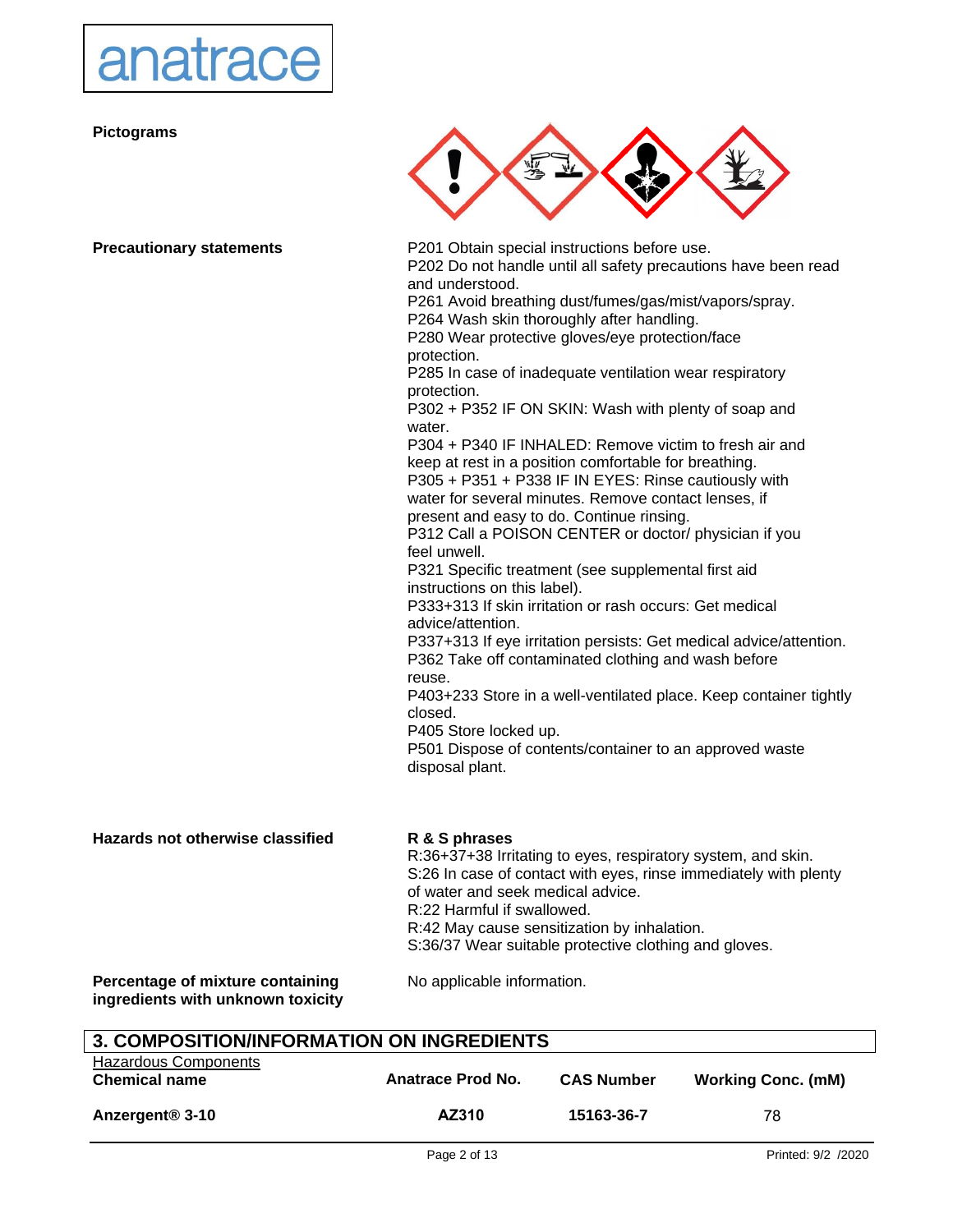**Pictograms**

**Precautionary statements**

P201 Obtain special instructions before use.
P202 Do not handle until all safety precautions have been read and understood.
P261 Avoid breathing dust/fumes/gas/mist/vapors/spray.
P264 Wash skin thoroughly after handling.
P280 Wear protective gloves/eye protection/face protection.
P285 In case of inadequate ventilation wear respiratory protection.
P302 + P352 IF ON SKIN: Wash with plenty of soap and water.
P304 + P340 IF INHALED: Remove victim to fresh air and keep at rest in a position comfortable for breathing.
P305 + P351 + P338 IF IN EYES: Rinse cautiously with water for several minutes. Remove contact lenses, if present and easy to do. Continue rinsing.
P312 Call a POISON CENTER or doctor/ physician if you feel unwell.
P321 Specific treatment (see supplemental first aid instructions on this label).
P333+313 If skin irritation or rash occurs: Get medical advice/attention.
P337+313 If eye irritation persists: Get medical advice/attention.
P362 Take off contaminated clothing and wash before reuse.
P403+233 Store in a well-ventilated place. Keep container tightly closed.
P405 Store locked up.
P501 Dispose of contents/container to an approved waste disposal plant.

**Hazards not otherwise classified**

**R & S phrases**
R:36+37+38 Irritating to eyes, respiratory system, and skin.
S:26 In case of contact with eyes, rinse immediately with plenty of water and seek medical advice.
R:22 Harmful if swallowed.
R:42 May cause sensitization by inhalation.
S:36/37 Wear suitable protective clothing and gloves.

**Percentage of mixture containing ingredients with unknown toxicity**

No applicable information.

## 3. COMPOSITION/INFORMATION ON INGREDIENTS

Hazardous Components

| Chemical name | Anatrace Prod No. | CAS Number | Working Conc. (mM) |
|---|---|---|---|
| **Anzergent® 3-10** | **AZ310** | **15163-36-7** | 78 |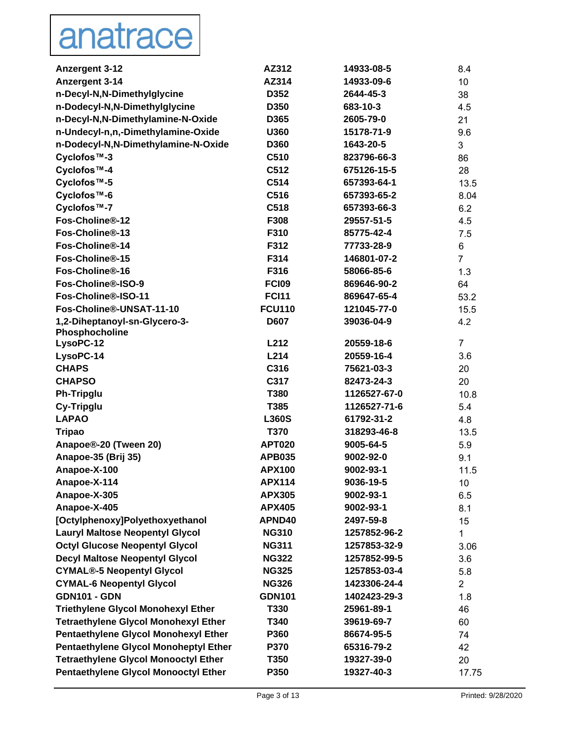anatrace

| | | | |
|---|---|---|---|
| **Anzergent 3-12** | **AZ312** | **14933-08-5** | 8.4 |
| **Anzergent 3-14** | **AZ314** | **14933-09-6** | 10 |
| **n-Decyl-N,N-Dimethylglycine** | **D352** | **2644-45-3** | 38 |
| **n-Dodecyl-N,N-Dimethylglycine** | **D350** | **683-10-3** | 4.5 |
| **n-Decyl-N,N-Dimethylamine-N-Oxide** | **D365** | **2605-79-0** | 21 |
| **n-Undecyl-n,n,-Dimethylamine-Oxide** | **U360** | **15178-71-9** | 9.6 |
| **n-Dodecyl-N,N-Dimethylamine-N-Oxide** | **D360** | **1643-20-5** | 3 |
| **Cyclofos™-3** | **C510** | **823796-66-3** | 86 |
| **Cyclofos™-4** | **C512** | **675126-15-5** | 28 |
| **Cyclofos™-5** | **C514** | **657393-64-1** | 13.5 |
| **Cyclofos™-6** | **C516** | **657393-65-2** | 8.04 |
| **Cyclofos™-7** | **C518** | **657393-66-3** | 6.2 |
| **Fos-Choline®-12** | **F308** | **29557-51-5** | 4.5 |
| **Fos-Choline®-13** | **F310** | **85775-42-4** | 7.5 |
| **Fos-Choline®-14** | **F312** | **77733-28-9** | 6 |
| **Fos-Choline®-15** | **F314** | **146801-07-2** | 7 |
| **Fos-Choline®-16** | **F316** | **58066-85-6** | 1.3 |
| **Fos-Choline®-ISO-9** | **FCI09** | **869646-90-2** | 64 |
| **Fos-Choline®-ISO-11** | **FCI11** | **869647-65-4** | 53.2 |
| **Fos-Choline®-UNSAT-11-10** | **FCU110** | **121045-77-0** | 15.5 |
| **1,2-Diheptanoyl-sn-Glycero-3-Phosphocholine** | **D607** | **39036-04-9** | 4.2 |
| **LysoPC-12** | **L212** | **20559-18-6** | 7 |
| **LysoPC-14** | **L214** | **20559-16-4** | 3.6 |
| **CHAPS** | **C316** | **75621-03-3** | 20 |
| **CHAPSO** | **C317** | **82473-24-3** | 20 |
| **Ph-Tripglu** | **T380** | **1126527-67-0** | 10.8 |
| **Cy-Tripglu** | **T385** | **1126527-71-6** | 5.4 |
| **LAPAO** | **L360S** | **61792-31-2** | 4.8 |
| **Tripao** | **T370** | **318293-46-8** | 13.5 |
| **Anapoe®-20 (Tween 20)** | **APT020** | **9005-64-5** | 5.9 |
| **Anapoe-35 (Brij 35)** | **APB035** | **9002-92-0** | 9.1 |
| **Anapoe-X-100** | **APX100** | **9002-93-1** | 11.5 |
| **Anapoe-X-114** | **APX114** | **9036-19-5** | 10 |
| **Anapoe-X-305** | **APX305** | **9002-93-1** | 6.5 |
| **Anapoe-X-405** | **APX405** | **9002-93-1** | 8.1 |
| **[Octylphenoxy]Polyethoxyethanol** | **APND40** | **2497-59-8** | 15 |
| **Lauryl Maltose Neopentyl Glycol** | **NG310** | **1257852-96-2** | 1 |
| **Octyl Glucose Neopentyl Glycol** | **NG311** | **1257853-32-9** | 3.06 |
| **Decyl Maltose Neopentyl Glycol** | **NG322** | **1257852-99-5** | 3.6 |
| **CYMAL®-5 Neopentyl Glycol** | **NG325** | **1257853-03-4** | 5.8 |
| **CYMAL-6 Neopentyl Glycol** | **NG326** | **1423306-24-4** | 2 |
| **GDN101 - GDN** | **GDN101** | **1402423-29-3** | 1.8 |
| **Triethylene Glycol Monohexyl Ether** | **T330** | **25961-89-1** | 46 |
| **Tetraethylene Glycol Monohexyl Ether** | **T340** | **39619-69-7** | 60 |
| **Pentaethylene Glycol Monohexyl Ether** | **P360** | **86674-95-5** | 74 |
| **Pentaethylene Glycol Monoheptyl Ether** | **P370** | **65316-79-2** | 42 |
| **Tetraethylene Glycol Monooctyl Ether** | **T350** | **19327-39-0** | 20 |
| **Pentaethylene Glycol Monooctyl Ether** | **P350** | **19327-40-3** | 17.75 |

Printed: 9/28/2020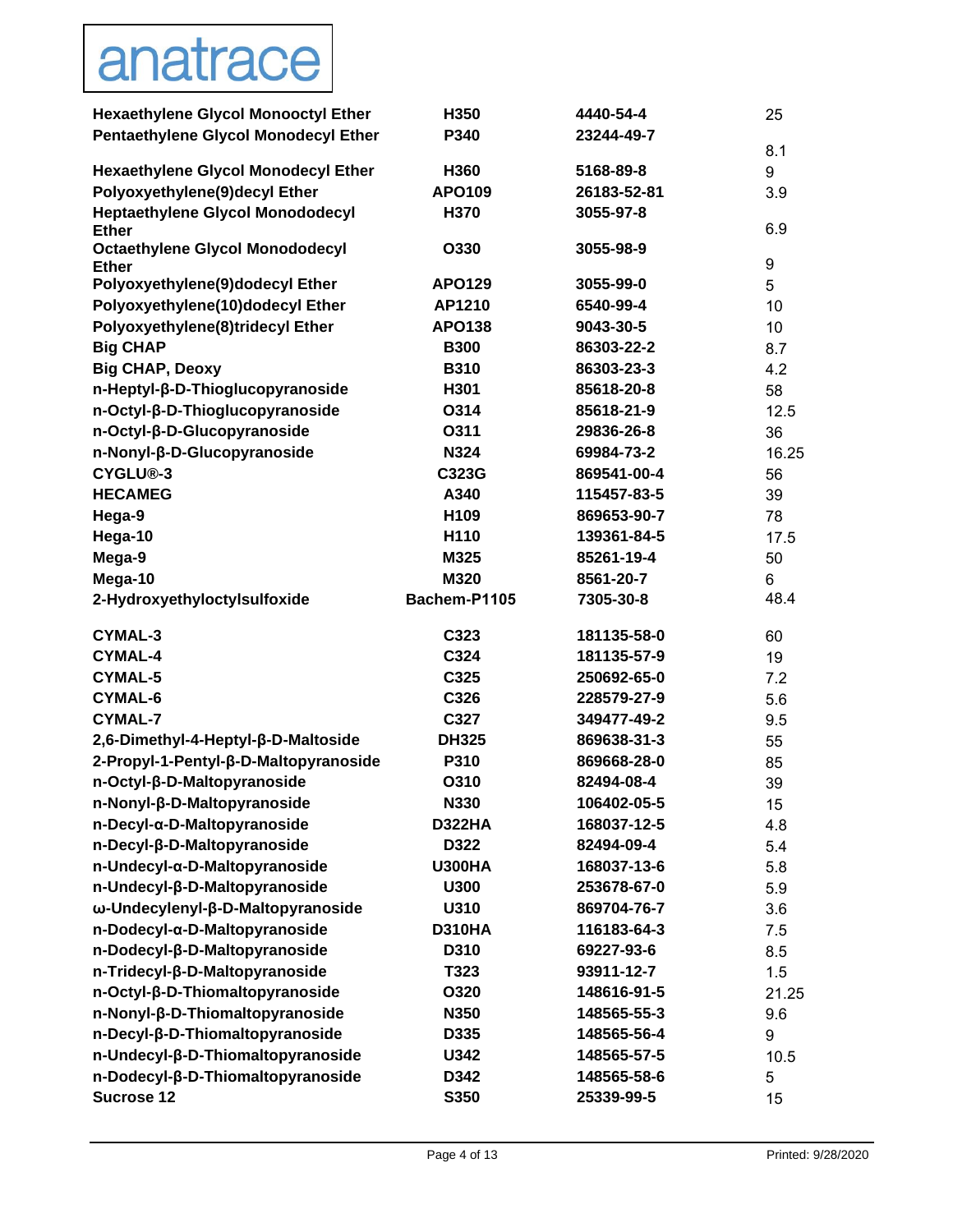anatrace

| | | | |
|---|---|---|---|
| **Hexaethylene Glycol Monooctyl Ether** | **H350** | **4440-54-4** | 25 |
| **Pentaethylene Glycol Monodecyl Ether** | **P340** | **23244-49-7** | 8.1 |
| **Hexaethylene Glycol Monodecyl Ether** | **H360** | **5168-89-8** | 9 |
| **Polyoxyethylene(9)decyl Ether** | **APO109** | **26183-52-81** | 3.9 |
| **Heptaethylene Glycol Monododecyl Ether** | **H370** | **3055-97-8** | 6.9 |
| **Octaethylene Glycol Monododecyl Ether** | **O330** | **3055-98-9** | 9 |
| **Polyoxyethylene(9)dodecyl Ether** | **APO129** | **3055-99-0** | 5 |
| **Polyoxyethylene(10)dodecyl Ether** | **AP1210** | **6540-99-4** | 10 |
| **Polyoxyethylene(8)tridecyl Ether** | **APO138** | **9043-30-5** | 10 |
| **Big CHAP** | **B300** | **86303-22-2** | 8.7 |
| **Big CHAP, Deoxy** | **B310** | **86303-23-3** | 4.2 |
| **n-Heptyl-β-D-Thioglucopyranoside** | **H301** | **85618-20-8** | 58 |
| **n-Octyl-β-D-Thioglucopyranoside** | **O314** | **85618-21-9** | 12.5 |
| **n-Octyl-β-D-Glucopyranoside** | **O311** | **29836-26-8** | 36 |
| **n-Nonyl-β-D-Glucopyranoside** | **N324** | **69984-73-2** | 16.25 |
| **CYGLU®-3** | **C323G** | **869541-00-4** | 56 |
| **HECAMEG** | **A340** | **115457-83-5** | 39 |
| **Hega-9** | **H109** | **869653-90-7** | 78 |
| **Hega-10** | **H110** | **139361-84-5** | 17.5 |
| **Mega-9** | **M325** | **85261-19-4** | 50 |
| **Mega-10** | **M320** | **8561-20-7** | 6 |
| **2-Hydroxyethyloctylsulfoxide** | **Bachem-P1105** | **7305-30-8** | 48.4 |
| **CYMAL-3** | **C323** | **181135-58-0** | 60 |
| **CYMAL-4** | **C324** | **181135-57-9** | 19 |
| **CYMAL-5** | **C325** | **250692-65-0** | 7.2 |
| **CYMAL-6** | **C326** | **228579-27-9** | 5.6 |
| **CYMAL-7** | **C327** | **349477-49-2** | 9.5 |
| **2,6-Dimethyl-4-Heptyl-β-D-Maltoside** | **DH325** | **869638-31-3** | 55 |
| **2-Propyl-1-Pentyl-β-D-Maltopyranoside** | **P310** | **869668-28-0** | 85 |
| **n-Octyl-β-D-Maltopyranoside** | **O310** | **82494-08-4** | 39 |
| **n-Nonyl-β-D-Maltopyranoside** | **N330** | **106402-05-5** | 15 |
| **n-Decyl-α-D-Maltopyranoside** | **D322HA** | **168037-12-5** | 4.8 |
| **n-Decyl-β-D-Maltopyranoside** | **D322** | **82494-09-4** | 5.4 |
| **n-Undecyl-α-D-Maltopyranoside** | **U300HA** | **168037-13-6** | 5.8 |
| **n-Undecyl-β-D-Maltopyranoside** | **U300** | **253678-67-0** | 5.9 |
| **ω-Undecylenyl-β-D-Maltopyranoside** | **U310** | **869704-76-7** | 3.6 |
| **n-Dodecyl-α-D-Maltopyranoside** | **D310HA** | **116183-64-3** | 7.5 |
| **n-Dodecyl-β-D-Maltopyranoside** | **D310** | **69227-93-6** | 8.5 |
| **n-Tridecyl-β-D-Maltopyranoside** | **T323** | **93911-12-7** | 1.5 |
| **n-Octyl-β-D-Thiomaltopyranoside** | **O320** | **148616-91-5** | 21.25 |
| **n-Nonyl-β-D-Thiomaltopyranoside** | **N350** | **148565-55-3** | 9.6 |
| **n-Decyl-β-D-Thiomaltopyranoside** | **D335** | **148565-56-4** | 9 |
| **n-Undecyl-β-D-Thiomaltopyranoside** | **U342** | **148565-57-5** | 10.5 |
| **n-Dodecyl-β-D-Thiomaltopyranoside** | **D342** | **148565-58-6** | 5 |
| **Sucrose 12** | **S350** | **25339-99-5** | 15 |

Printed: 9/28/2020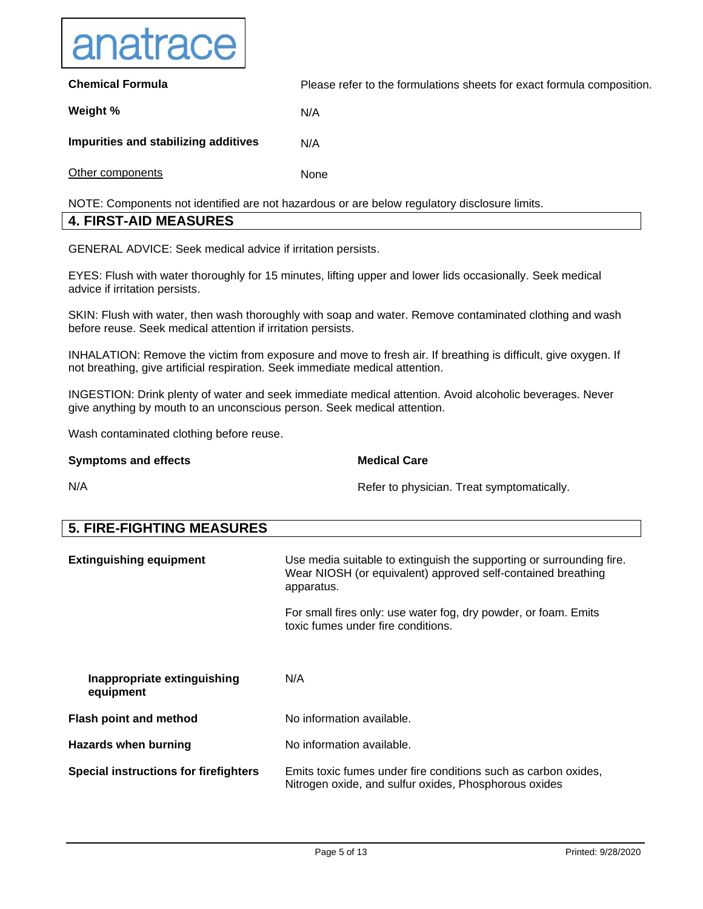| | |
|---|---|
| **Chemical Formula** | Please refer to the formulations sheets for exact formula composition. |
| **Weight %** | N/A |
| **Impurities and stabilizing additives** | N/A |
| Other components | None |

NOTE: Components not identified are not hazardous or are below regulatory disclosure limits.

## 4. FIRST-AID MEASURES

GENERAL ADVICE: Seek medical advice if irritation persists.

EYES: Flush with water thoroughly for 15 minutes, lifting upper and lower lids occasionally. Seek medical advice if irritation persists.

SKIN: Flush with water, then wash thoroughly with soap and water. Remove contaminated clothing and wash before reuse. Seek medical attention if irritation persists.

INHALATION: Remove the victim from exposure and move to fresh air. If breathing is difficult, give oxygen. If not breathing, give artificial respiration. Seek immediate medical attention.

INGESTION: Drink plenty of water and seek immediate medical attention. Avoid alcoholic beverages. Never give anything by mouth to an unconscious person. Seek medical attention.

Wash contaminated clothing before reuse.

| **Symptoms and effects** | **Medical Care** |
|---|---|
| N/A | Refer to physician. Treat symptomatically. |

## 5. FIRE-FIGHTING MEASURES

| | |
|---|---|
| **Extinguishing equipment** | Use media suitable to extinguish the supporting or surrounding fire. Wear NIOSH (or equivalent) approved self-contained breathing apparatus.<br><br>For small fires only: use water fog, dry powder, or foam. Emits toxic fumes under fire conditions. |
| **Inappropriate extinguishing equipment** | N/A |
| **Flash point and method** | No information available. |
| **Hazards when burning** | No information available. |
| **Special instructions for firefighters** | Emits toxic fumes under fire conditions such as carbon oxides, Nitrogen oxide, and sulfur oxides, Phosphorous oxides |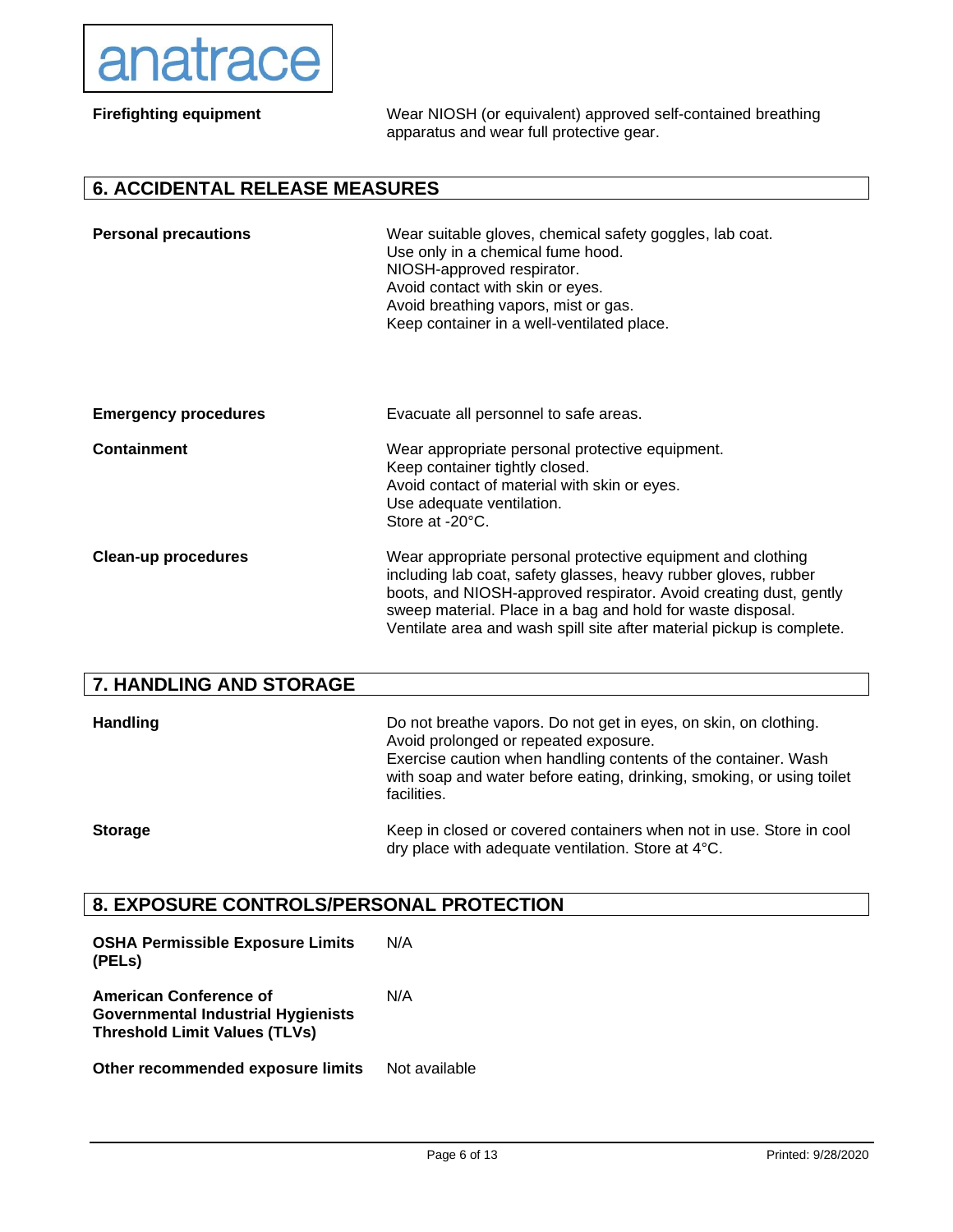anatrace

| | |
|---|---|
| **Firefighting equipment** | Wear NIOSH (or equivalent) approved self-contained breathing apparatus and wear full protective gear. |

## 6. ACCIDENTAL RELEASE MEASURES

| | |
|---|---|
| **Personal precautions** | Wear suitable gloves, chemical safety goggles, lab coat.<br>Use only in a chemical fume hood.<br>NIOSH-approved respirator.<br>Avoid contact with skin or eyes.<br>Avoid breathing vapors, mist or gas.<br>Keep container in a well-ventilated place. |
| **Emergency procedures** | Evacuate all personnel to safe areas. |
| **Containment** | Wear appropriate personal protective equipment.<br>Keep container tightly closed.<br>Avoid contact of material with skin or eyes.<br>Use adequate ventilation.<br>Store at -20°C. |
| **Clean-up procedures** | Wear appropriate personal protective equipment and clothing including lab coat, safety glasses, heavy rubber gloves, rubber boots, and NIOSH-approved respirator. Avoid creating dust, gently sweep material. Place in a bag and hold for waste disposal. Ventilate area and wash spill site after material pickup is complete. |

## 7. HANDLING AND STORAGE

| | |
|---|---|
| **Handling** | Do not breathe vapors. Do not get in eyes, on skin, on clothing. Avoid prolonged or repeated exposure.<br>Exercise caution when handling contents of the container. Wash with soap and water before eating, drinking, smoking, or using toilet facilities. |
| **Storage** | Keep in closed or covered containers when not in use. Store in cool dry place with adequate ventilation. Store at 4°C. |

## 8. EXPOSURE CONTROLS/PERSONAL PROTECTION

| | |
|---|---|
| **OSHA Permissible Exposure Limits (PELs)** | N/A |
| **American Conference of Governmental Industrial Hygienists Threshold Limit Values (TLVs)** | N/A |
| **Other recommended exposure limits** | Not available |

Printed: 9/28/2020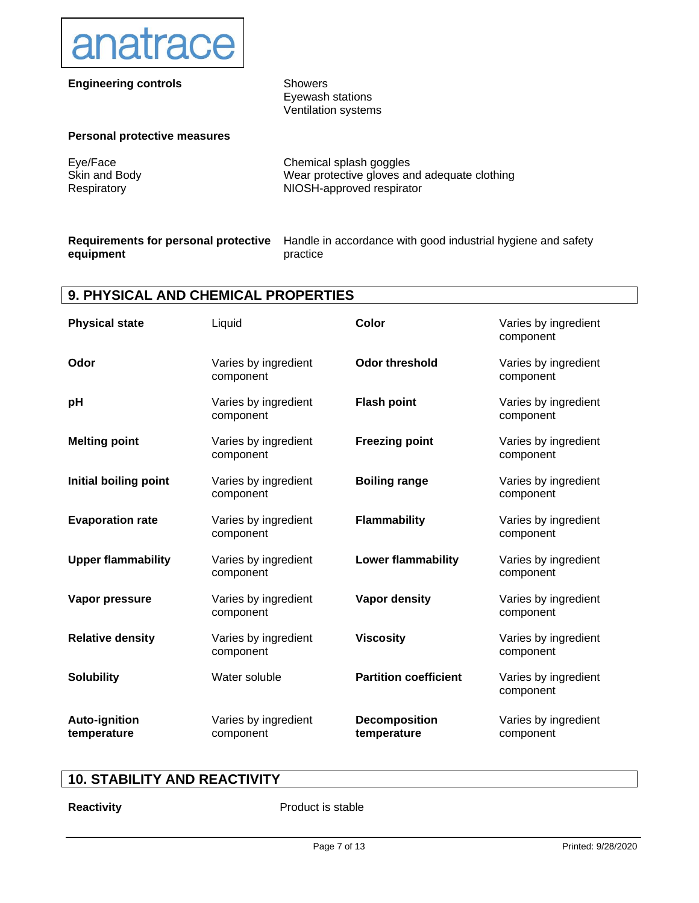| | |
|---|---|
| **Engineering controls** | Showers<br>Eyewash stations<br>Ventilation systems |

**Personal protective measures**

| | |
|---|---|
| Eye/Face | Chemical splash goggles |
| Skin and Body | Wear protective gloves and adequate clothing |
| Respiratory | NIOSH-approved respirator |

| | |
|---|---|
| **Requirements for personal protective equipment** | Handle in accordance with good industrial hygiene and safety practice |

## 9. PHYSICAL AND CHEMICAL PROPERTIES

| | | | |
|---|---|---|---|
| **Physical state** | Liquid | **Color** | Varies by ingredient component |
| **Odor** | Varies by ingredient component | **Odor threshold** | Varies by ingredient component |
| **pH** | Varies by ingredient component | **Flash point** | Varies by ingredient component |
| **Melting point** | Varies by ingredient component | **Freezing point** | Varies by ingredient component |
| **Initial boiling point** | Varies by ingredient component | **Boiling range** | Varies by ingredient component |
| **Evaporation rate** | Varies by ingredient component | **Flammability** | Varies by ingredient component |
| **Upper flammability** | Varies by ingredient component | **Lower flammability** | Varies by ingredient component |
| **Vapor pressure** | Varies by ingredient component | **Vapor density** | Varies by ingredient component |
| **Relative density** | Varies by ingredient component | **Viscosity** | Varies by ingredient component |
| **Solubility** | Water soluble | **Partition coefficient** | Varies by ingredient component |
| **Auto-ignition temperature** | Varies by ingredient component | **Decomposition temperature** | Varies by ingredient component |

## 10. STABILITY AND REACTIVITY

| | |
|---|---|
| **Reactivity** | Product is stable |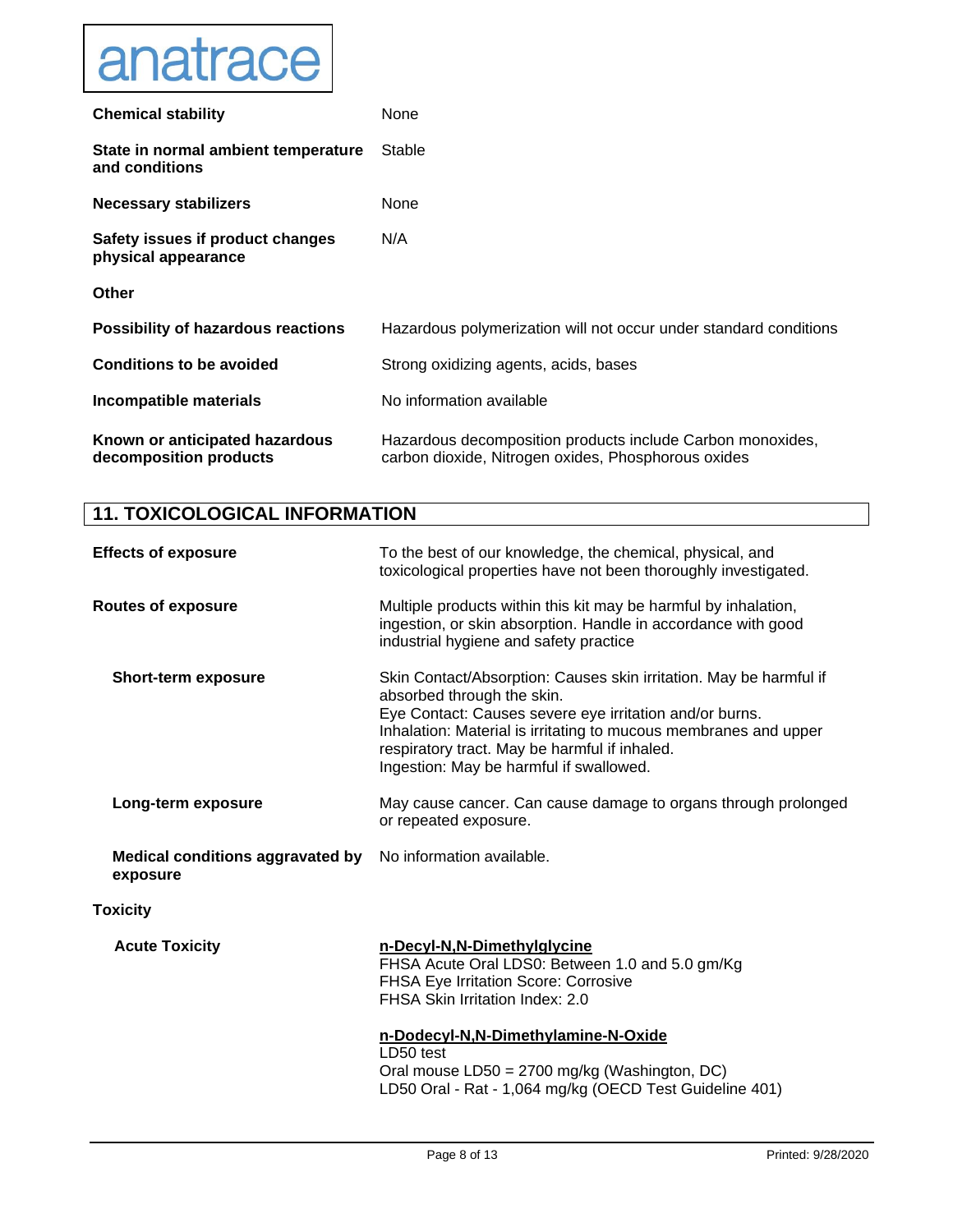| | |
|---|---|
| **Chemical stability** | None |
| **State in normal ambient temperature and conditions** | Stable |
| **Necessary stabilizers** | None |
| **Safety issues if product changes physical appearance** | N/A |
| **Other** | |
| **Possibility of hazardous reactions** | Hazardous polymerization will not occur under standard conditions |
| **Conditions to be avoided** | Strong oxidizing agents, acids, bases |
| **Incompatible materials** | No information available |
| **Known or anticipated hazardous decomposition products** | Hazardous decomposition products include Carbon monoxides, carbon dioxide, Nitrogen oxides, Phosphorous oxides |

## 11. TOXICOLOGICAL INFORMATION

| | |
|---|---|
| **Effects of exposure** | To the best of our knowledge, the chemical, physical, and toxicological properties have not been thoroughly investigated. |
| **Routes of exposure** | Multiple products within this kit may be harmful by inhalation, ingestion, or skin absorption. Handle in accordance with good industrial hygiene and safety practice |
| **Short-term exposure** | Skin Contact/Absorption: Causes skin irritation. May be harmful if absorbed through the skin.<br>Eye Contact: Causes severe eye irritation and/or burns.<br>Inhalation: Material is irritating to mucous membranes and upper respiratory tract. May be harmful if inhaled.<br>Ingestion: May be harmful if swallowed. |
| **Long-term exposure** | May cause cancer. Can cause damage to organs through prolonged or repeated exposure. |
| **Medical conditions aggravated by exposure** | No information available. |

**Toxicity**

**Acute Toxicity**

**n-Decyl-N,N-Dimethylglycine**
FHSA Acute Oral LDS0: Between 1.0 and 5.0 gm/Kg
FHSA Eye Irritation Score: Corrosive
FHSA Skin Irritation Index: 2.0

**n-Dodecyl-N,N-Dimethylamine-N-Oxide**
LD50 test
Oral mouse LD50 = 2700 mg/kg (Washington, DC)
LD50 Oral - Rat - 1,064 mg/kg (OECD Test Guideline 401)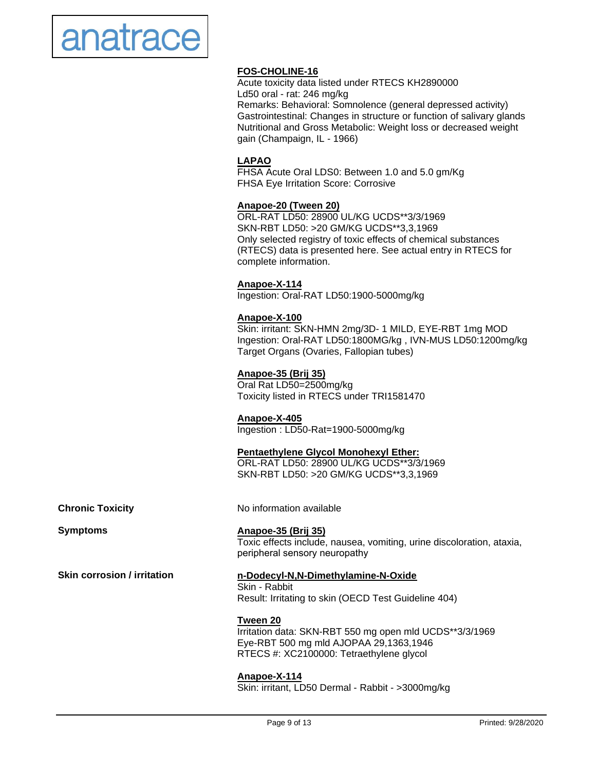**FOS-CHOLINE-16**
Acute toxicity data listed under RTECS KH2890000
Ld50 oral - rat: 246 mg/kg
Remarks: Behavioral: Somnolence (general depressed activity)
Gastrointestinal: Changes in structure or function of salivary glands
Nutritional and Gross Metabolic: Weight loss or decreased weight gain (Champaign, IL - 1966)

**LAPAO**
FHSA Acute Oral LDS0: Between 1.0 and 5.0 gm/Kg
FHSA Eye Irritation Score: Corrosive

**Anapoe-20 (Tween 20)**
ORL-RAT LD50: 28900 UL/KG UCDS**3/3/1969
SKN-RBT LD50: >20 GM/KG UCDS**3,3,1969
Only selected registry of toxic effects of chemical substances (RTECS) data is presented here. See actual entry in RTECS for complete information.

**Anapoe-X-114**
Ingestion: Oral-RAT LD50:1900-5000mg/kg

**Anapoe-X-100**
Skin: irritant: SKN-HMN 2mg/3D- 1 MILD, EYE-RBT 1mg MOD
Ingestion: Oral-RAT LD50:1800MG/kg , IVN-MUS LD50:1200mg/kg
Target Organs (Ovaries, Fallopian tubes)

**Anapoe-35 (Brij 35)**
Oral Rat LD50=2500mg/kg
Toxicity listed in RTECS under TRI1581470

**Anapoe-X-405**
Ingestion : LD50-Rat=1900-5000mg/kg

**Pentaethylene Glycol Monohexyl Ether:**
ORL-RAT LD50: 28900 UL/KG UCDS**3/3/1969
SKN-RBT LD50: >20 GM/KG UCDS**3,3,1969

**Chronic Toxicity**

No information available

**Symptoms**

**Anapoe-35 (Brij 35)**
Toxic effects include, nausea, vomiting, urine discoloration, ataxia, peripheral sensory neuropathy

**Skin corrosion / irritation**

**n-Dodecyl-N,N-Dimethylamine-N-Oxide**
Skin - Rabbit
Result: Irritating to skin (OECD Test Guideline 404)

**Tween 20**
Irritation data: SKN-RBT 550 mg open mld UCDS**3/3/1969
Eye-RBT 500 mg mld AJOPAA 29,1363,1946
RTECS #: XC2100000: Tetraethylene glycol

**Anapoe-X-114**
Skin: irritant, LD50 Dermal - Rabbit - >3000mg/kg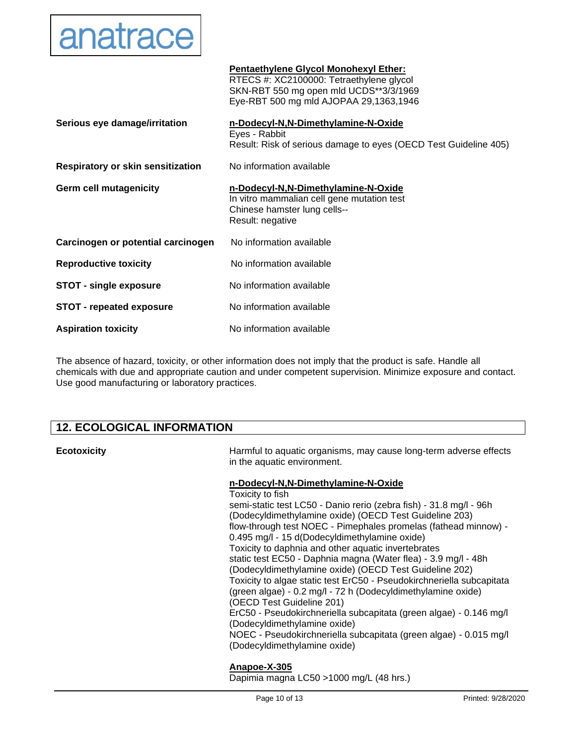**Pentaethylene Glycol Monohexyl Ether:**
RTECS #: XC2100000: Tetraethylene glycol
SKN-RBT 550 mg open mld UCDS**3/3/1969
Eye-RBT 500 mg mld AJOPAA 29,1363,1946

**Serious eye damage/irritation**

**n-Dodecyl-N,N-Dimethylamine-N-Oxide**
Eyes - Rabbit
Result: Risk of serious damage to eyes (OECD Test Guideline 405)

**Respiratory or skin sensitization**

No information available

**Germ cell mutagenicity**

**n-Dodecyl-N,N-Dimethylamine-N-Oxide**
In vitro mammalian cell gene mutation test
Chinese hamster lung cells--
Result: negative

**Carcinogen or potential carcinogen**

No information available

**Reproductive toxicity**

No information available

**STOT - single exposure**

No information available

**STOT - repeated exposure**

No information available

**Aspiration toxicity**

No information available

The absence of hazard, toxicity, or other information does not imply that the product is safe. Handle all chemicals with due and appropriate caution and under competent supervision. Minimize exposure and contact. Use good manufacturing or laboratory practices.

## 12. ECOLOGICAL INFORMATION

**Ecotoxicity**

Harmful to aquatic organisms, may cause long-term adverse effects in the aquatic environment.

**n-Dodecyl-N,N-Dimethylamine-N-Oxide**
Toxicity to fish
semi-static test LC50 - Danio rerio (zebra fish) - 31.8 mg/l - 96h (Dodecyldimethylamine oxide) (OECD Test Guideline 203)
flow-through test NOEC - Pimephales promelas (fathead minnow) - 0.495 mg/l - 15 d(Dodecyldimethylamine oxide)
Toxicity to daphnia and other aquatic invertebrates
static test EC50 - Daphnia magna (Water flea) - 3.9 mg/l - 48h (Dodecyldimethylamine oxide) (OECD Test Guideline 202)
Toxicity to algae static test ErC50 - Pseudokirchneriella subcapitata (green algae) - 0.2 mg/l - 72 h (Dodecyldimethylamine oxide) (OECD Test Guideline 201)
ErC50 - Pseudokirchneriella subcapitata (green algae) - 0.146 mg/l (Dodecyldimethylamine oxide)
NOEC - Pseudokirchneriella subcapitata (green algae) - 0.015 mg/l (Dodecyldimethylamine oxide)

**Anapoe-X-305**
Dapimia magna LC50 >1000 mg/L (48 hrs.)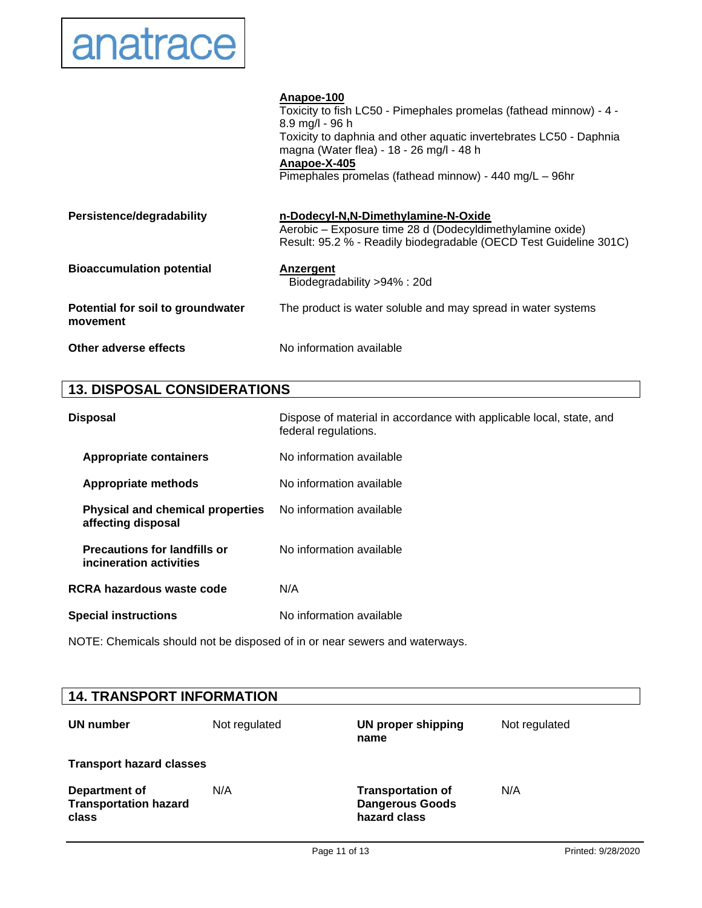| | |
|---|---|
| | **Anapoe-100**<br>Toxicity to fish LC50 - Pimephales promelas (fathead minnow) - 4 - 8.9 mg/l - 96 h<br>Toxicity to daphnia and other aquatic invertebrates LC50 - Daphnia magna (Water flea) - 18 - 26 mg/l - 48 h<br>**Anapoe-X-405**<br>Pimephales promelas (fathead minnow) - 440 mg/L – 96hr |
| **Persistence/degradability** | **n-Dodecyl-N,N-Dimethylamine-N-Oxide**<br>Aerobic – Exposure time 28 d (Dodecyldimethylamine oxide)<br>Result: 95.2 % - Readily biodegradable (OECD Test Guideline 301C) |
| **Bioaccumulation potential** | **Anzergent**<br>Biodegradability >94% : 20d |
| **Potential for soil to groundwater movement** | The product is water soluble and may spread in water systems |
| **Other adverse effects** | No information available |

## 13. DISPOSAL CONSIDERATIONS

| | |
|---|---|
| **Disposal** | Dispose of material in accordance with applicable local, state, and federal regulations. |
| **Appropriate containers** | No information available |
| **Appropriate methods** | No information available |
| **Physical and chemical properties affecting disposal** | No information available |
| **Precautions for landfills or incineration activities** | No information available |
| **RCRA hazardous waste code** | N/A |
| **Special instructions** | No information available |

NOTE: Chemicals should not be disposed of in or near sewers and waterways.

## 14. TRANSPORT INFORMATION

| | | | |
|---|---|---|---|
| **UN number** | Not regulated | **UN proper shipping name** | Not regulated |
| **Transport hazard classes** | | | |
| **Department of Transportation hazard class** | N/A | **Transportation of Dangerous Goods hazard class** | N/A |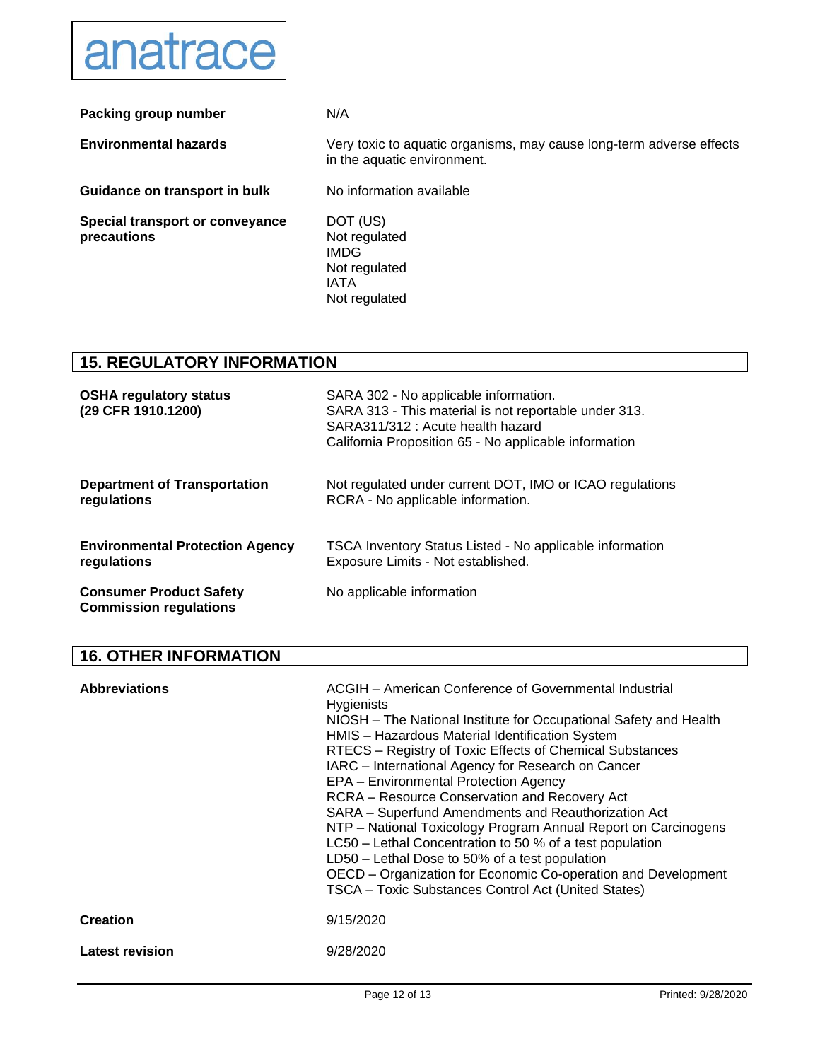| | |
|---|---|
| **Packing group number** | N/A |
| **Environmental hazards** | Very toxic to aquatic organisms, may cause long-term adverse effects in the aquatic environment. |
| **Guidance on transport in bulk** | No information available |
| **Special transport or conveyance precautions** | DOT (US)<br>Not regulated<br>IMDG<br>Not regulated<br>IATA<br>Not regulated |

## 15. REGULATORY INFORMATION

| | |
|---|---|
| **OSHA regulatory status (29 CFR 1910.1200)** | SARA 302 - No applicable information.<br>SARA 313 - This material is not reportable under 313.<br>SARA311/312 : Acute health hazard<br>California Proposition 65 - No applicable information |
| **Department of Transportation regulations** | Not regulated under current DOT, IMO or ICAO regulations<br>RCRA - No applicable information. |
| **Environmental Protection Agency regulations** | TSCA Inventory Status Listed - No applicable information<br>Exposure Limits - Not established. |
| **Consumer Product Safety Commission regulations** | No applicable information |

## 16. OTHER INFORMATION

| | |
|---|---|
| **Abbreviations** | ACGIH – American Conference of Governmental Industrial Hygienists<br>NIOSH – The National Institute for Occupational Safety and Health<br>HMIS – Hazardous Material Identification System<br>RTECS – Registry of Toxic Effects of Chemical Substances<br>IARC – International Agency for Research on Cancer<br>EPA – Environmental Protection Agency<br>RCRA – Resource Conservation and Recovery Act<br>SARA – Superfund Amendments and Reauthorization Act<br>NTP – National Toxicology Program Annual Report on Carcinogens<br>LC50 – Lethal Concentration to 50 % of a test population<br>LD50 – Lethal Dose to 50% of a test population<br>OECD – Organization for Economic Co-operation and Development<br>TSCA – Toxic Substances Control Act (United States) |
| **Creation** | 9/15/2020 |
| **Latest revision** | 9/28/2020 |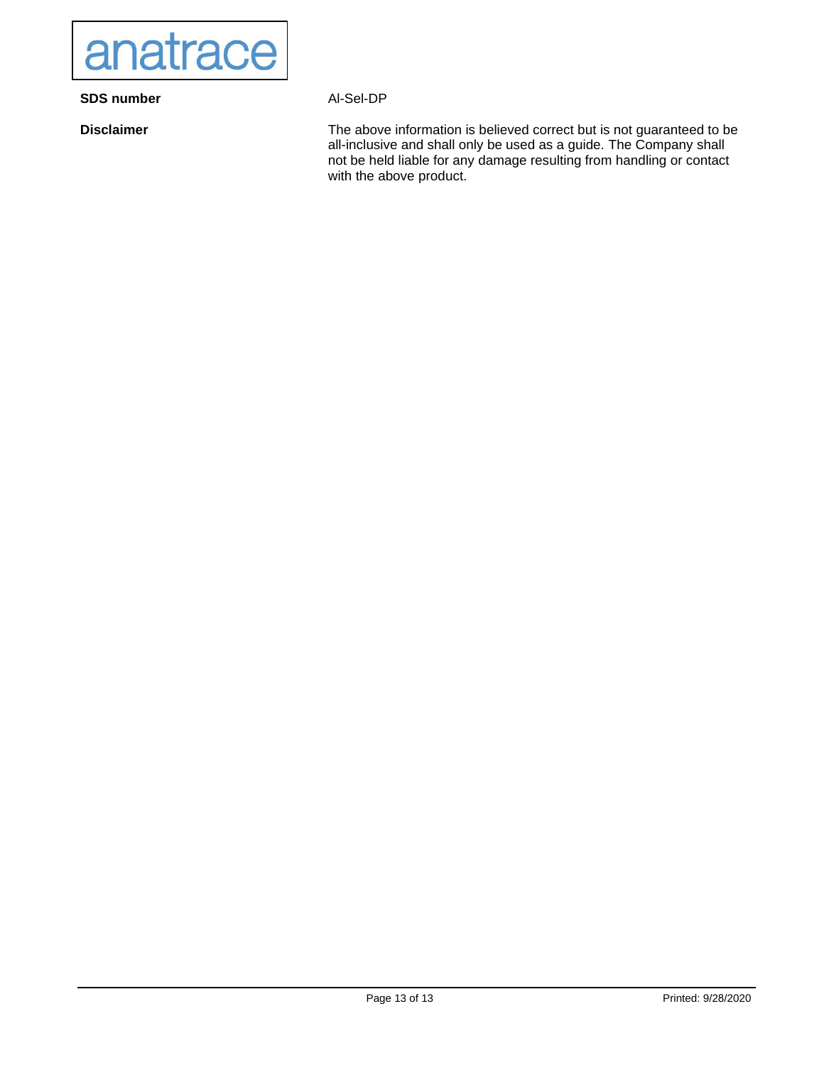anatrace

| | |
|---|---|
| **SDS number** | Al-Sel-DP |
| **Disclaimer** | The above information is believed correct but is not guaranteed to be all-inclusive and shall only be used as a guide. The Company shall not be held liable for any damage resulting from handling or contact with the above product. |

Printed: 9/28/2020